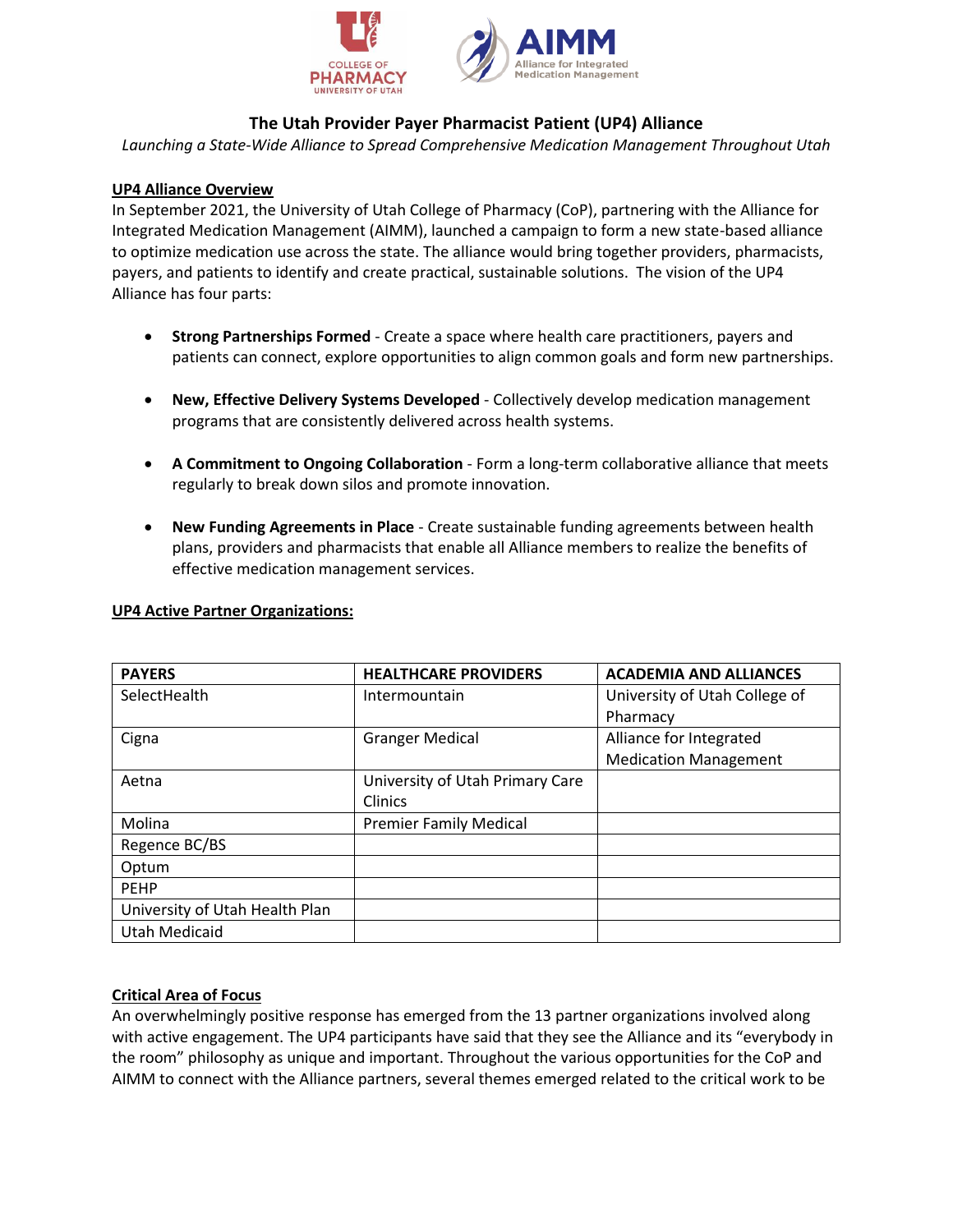# The Utah Provider Payer Pharmacist Patient (UP4) Alliance

*Launching a State-Wide Alliance to Spread Comprehensive Medication Management Throughout Utah*

## UP4 Alliance Overview

In September 2021, the University of Utah College of Pharmacy (CoP), partnering with the Alliance for Integrated Medication Management (AIMM), launched a campaign to form a new state-based alliance to optimize medication use across the state. The alliance would bring together providers, pharmacists, payers, and patients to identify and create practical, sustainable solutions. The vision of the UP4 Alliance has four parts:

- **Strong Partnerships Formed** - Create a space where health care practitioners, payers and patients can connect, explore opportunities to align common goals and form new partnerships.
- **New, Effective Delivery Systems Developed** - Collectively develop medication management programs that are consistently delivered across health systems.
- **A Commitment to Ongoing Collaboration** - Form a long-term collaborative alliance that meets regularly to break down silos and promote innovation.
- **New Funding Agreements in Place** - Create sustainable funding agreements between health plans, providers and pharmacists that enable all Alliance members to realize the benefits of effective medication management services.

## UP4 Active Partner Organizations:

| PAYERS | HEALTHCARE PROVIDERS | ACADEMIA AND ALLIANCES |
| --- | --- | --- |
| SelectHealth | Intermountain | University of Utah College of Pharmacy |
| Cigna | Granger Medical | Alliance for Integrated Medication Management |
| Aetna | University of Utah Primary Care Clinics | |
| Molina | Premier Family Medical | |
| Regence BC/BS | | |
| Optum | | |
| PEHP | | |
| University of Utah Health Plan | | |
| Utah Medicaid | | |

## Critical Area of Focus

An overwhelmingly positive response has emerged from the 13 partner organizations involved along with active engagement. The UP4 participants have said that they see the Alliance and its "everybody in the room" philosophy as unique and important. Throughout the various opportunities for the CoP and AIMM to connect with the Alliance partners, several themes emerged related to the critical work to be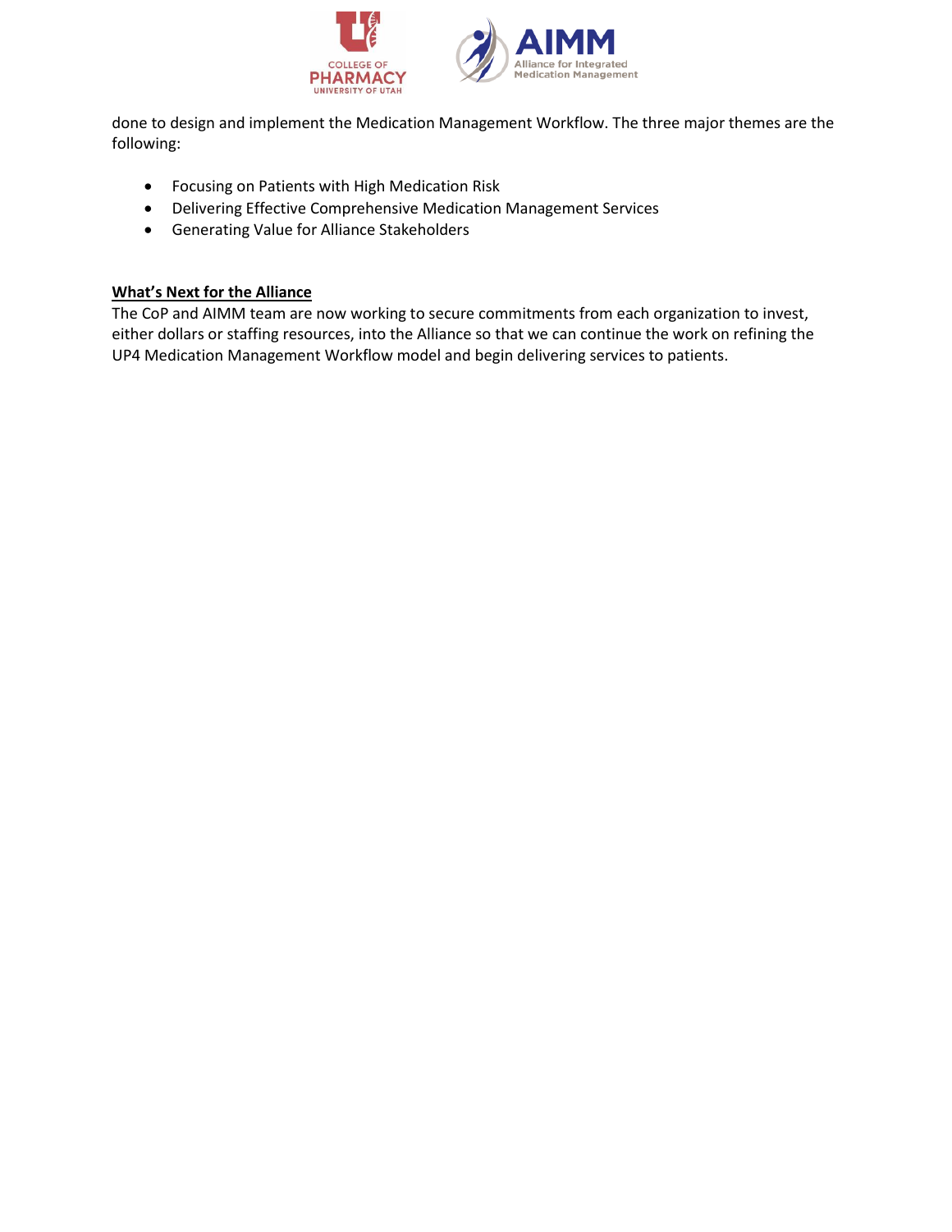done to design and implement the Medication Management Workflow. The three major themes are the following:

- Focusing on Patients with High Medication Risk
- Delivering Effective Comprehensive Medication Management Services
- Generating Value for Alliance Stakeholders

**What's Next for the Alliance**

The CoP and AIMM team are now working to secure commitments from each organization to invest, either dollars or staffing resources, into the Alliance so that we can continue the work on refining the UP4 Medication Management Workflow model and begin delivering services to patients.